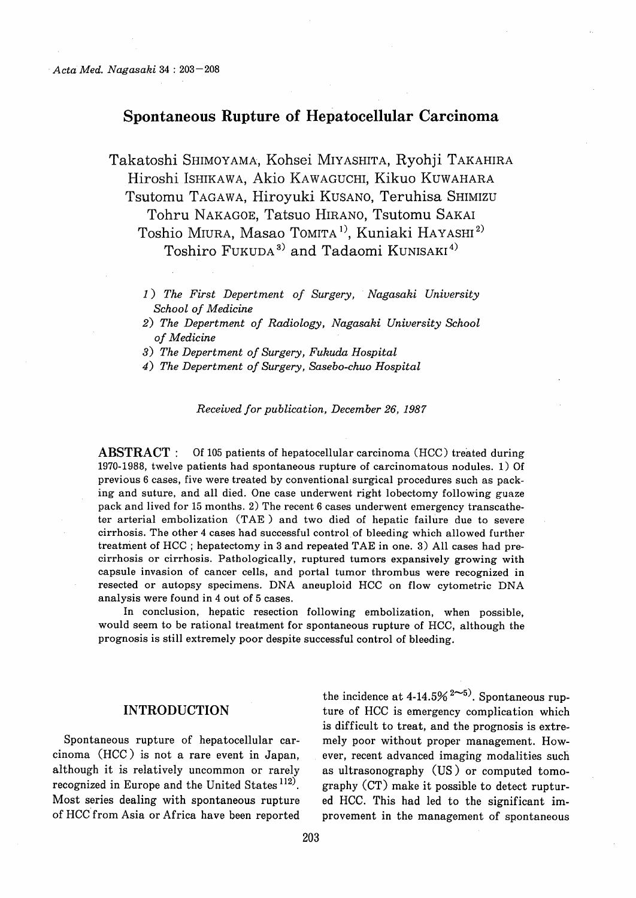# Spontaneous Rupture of Hepatocellular Carcinoma

Takatoshi SHIMOYAMA, Kohsei MIYASHITA, Ryohji TAKAHIRA
Hiroshi ISHIKAWA, Akio KAWAGUCHI, Kikuo KUWAHARA
Tsutomu TAGAWA, Hiroyuki KUSANO, Teruhisa SHIMIZU
Tohru NAKAGOE, Tatsuo HIRANO, Tsutomu SAKAI
Toshio MIURA, Masao TOMITA[1], Kuniaki HAYASHI[2]
Toshiro FUKUDA[3] and Tadaomi KUNISAKI[4]

1) *The First Depertment of Surgery, Nagasaki University School of Medicine*
2) *The Depertment of Radiology, Nagasaki University School of Medicine*
3) *The Depertment of Surgery, Fukuda Hospital*
4) *The Depertment of Surgery, Sasebo-chuo Hospital*

*Received for publication, December 26, 1987*

**ABSTRACT** : Of 105 patients of hepatocellular carcinoma (HCC) treated during 1970-1988, twelve patients had spontaneous rupture of carcinomatous nodules. 1) Of previous 6 cases, five were treated by conventional surgical procedures such as packing and suture, and all died. One case underwent right lobectomy following guaze pack and lived for 15 months. 2) The recent 6 cases underwent emergency transcatheter arterial embolization (TAE) and two died of hepatic failure due to severe cirrhosis. The other 4 cases had successful control of bleeding which allowed further treatment of HCC ; hepatectomy in 3 and repeated TAE in one. 3) All cases had precirrhosis or cirrhosis. Pathologically, ruptured tumors expansively growing with capsule invasion of cancer cells, and portal tumor thrombus were recognized in resected or autopsy specimens. DNA aneuploid HCC on flow cytometric DNA analysis were found in 4 out of 5 cases.

In conclusion, hepatic resection following embolization, when possible, would seem to be rational treatment for spontaneous rupture of HCC, although the prognosis is still extremely poor despite successful control of bleeding.

## INTRODUCTION

Spontaneous rupture of hepatocellular carcinoma (HCC) is not a rare event in Japan, although it is relatively uncommon or rarely recognized in Europe and the United States[1,12]. Most series dealing with spontaneous rupture of HCC from Asia or Africa have been reported the incidence at 4-14.5%[2~5]. Spontaneous rupture of HCC is emergency complication which is difficult to treat, and the prognosis is extremely poor without proper management. However, recent advanced imaging modalities such as ultrasonography (US) or computed tomography (CT) make it possible to detect ruptured HCC. This had led to the significant improvement in the management of spontaneous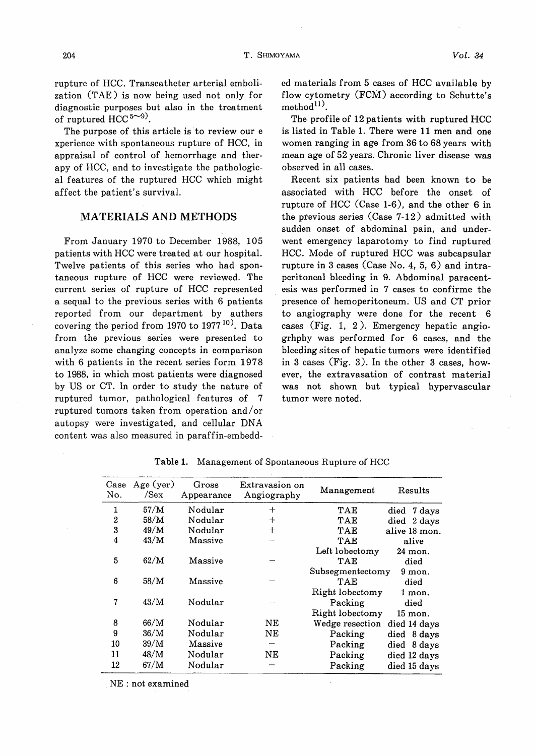rupture of HCC. Transcatheter arterial embolization (TAE) is now being used not only for diagnostic purposes but also in the treatment of ruptured HCC[5~9].

The purpose of this article is to review our e xperience with spontaneous rupture of HCC, in appraisal of control of hemorrhage and therapy of HCC, and to investigate the pathological features of the ruptured HCC which might affect the patient's survival.

## MATERIALS AND METHODS

From January 1970 to December 1988, 105 patients with HCC were treated at our hospital. Twelve patients of this series who had spontaneous rupture of HCC were reviewed. The current series of rupture of HCC represented a sequal to the previous series with 6 patients reported from our department by authers covering the period from 1970 to 1977[10]. Data from the previous series were presented to analyze some changing concepts in comparison with 6 patients in the recent series form 1978 to 1988, in which most patients were diagnosed by US or CT. In order to study the nature of ruptured tumor, pathological features of 7 ruptured tumors taken from operation and/or autopsy were investigated, and cellular DNA content was also measured in paraffin-embedded materials from 5 cases of HCC available by flow cytometry (FCM) according to Schutte's method[11].

The profile of 12 patients with ruptured HCC is listed in Table 1. There were 11 men and one women ranging in age from 36 to 68 years with mean age of 52 years. Chronic liver disease was observed in all cases.

Recent six patients had been known to be associated with HCC before the onset of rupture of HCC (Case 1-6), and the other 6 in the previous series (Case 7-12) admitted with sudden onset of abdominal pain, and underwent emergency laparotomy to find ruptured HCC. Mode of ruptured HCC was subcapsular rupture in 3 cases (Case No. 4, 5, 6) and intraperitoneal bleeding in 9. Abdominal paracentesis was performed in 7 cases to confirme the presence of hemoperitoneum. US and CT prior to angiography were done for the recent 6 cases (Fig. 1, 2). Emergency hepatic angiogrhphy was performed for 6 cases, and the bleeding sites of hepatic tumors were identified in 3 cases (Fig. 3). In the other 3 cases, however, the extravasation of contrast material was not shown but typical hypervascular tumor were noted.

**Table 1.** Management of Spontaneous Rupture of HCC

| Case No. | Age (yer) /Sex | Gross Appearance | Extravasion on Angiography | Management | Results |
|---|---|---|---|---|---|
| 1 | 57/M | Nodular | + | TAE | died 7 days |
| 2 | 58/M | Nodular | + | TAE | died 2 days |
| 3 | 49/M | Nodular | + | TAE | alive 18 mon. |
| 4 | 43/M | Massive | − | TAE<br>Left lobectomy | alive<br>24 mon. |
| 5 | 62/M | Massive | − | TAE<br>Subsegmentectomy | died<br>9 mon. |
| 6 | 58/M | Massive | − | TAE<br>Right lobectomy | died<br>1 mon. |
| 7 | 43/M | Nodular | − | Packing<br>Right lobectomy | died<br>15 mon. |
| 8 | 66/M | Nodular | NE | Wedge resection | died 14 days |
| 9 | 36/M | Nodular | NE | Packing | died 8 days |
| 10 | 39/M | Massive | − | Packing | died 8 days |
| 11 | 48/M | Nodular | NE | Packing | died 12 days |
| 12 | 67/M | Nodular | − | Packing | died 15 days |

NE : not examined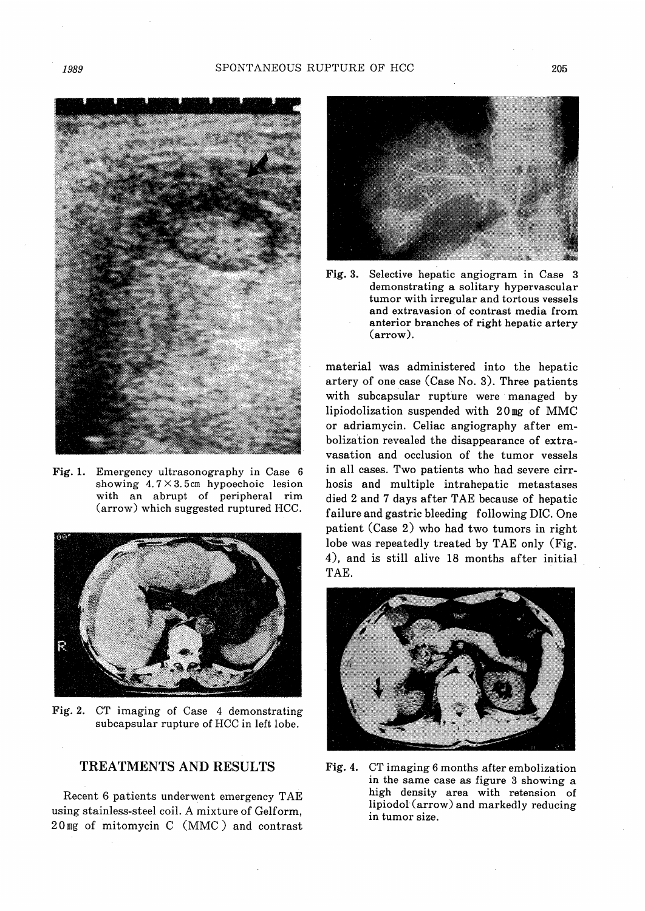Fig. 1. Emergency ultrasonography in Case 6 showing 4.7×3.5cm hypoechoic lesion with an abrupt of peripheral rim (arrow) which suggested ruptured HCC.

Fig. 2. CT imaging of Case 4 demonstrating subcapsular rupture of HCC in left lobe.

## TREATMENTS AND RESULTS

Recent 6 patients underwent emergency TAE using stainless-steel coil. A mixture of Gelform, 20mg of mitomycin C (MMC) and contrast material was administered into the hepatic artery of one case (Case No. 3). Three patients with subcapsular rupture were managed by lipiodolization suspended with 20mg of MMC or adriamycin. Celiac angiography after embolization revealed the disappearance of extravasation and occlusion of the tumor vessels in all cases. Two patients who had severe cirrhosis and multiple intrahepatic metastases died 2 and 7 days after TAE because of hepatic failure and gastric bleeding following DIC. One patient (Case 2) who had two tumors in right lobe was repeatedly treated by TAE only (Fig. 4), and is still alive 18 months after initial TAE.

Fig. 3. Selective hepatic angiogram in Case 3 demonstrating a solitary hypervascular tumor with irregular and tortous vessels and extravasion of contrast media from anterior branches of right hepatic artery (arrow).

Fig. 4. CT imaging 6 months after embolization in the same case as figure 3 showing a high density area with retension of lipiodol (arrow) and markedly reducing in tumor size.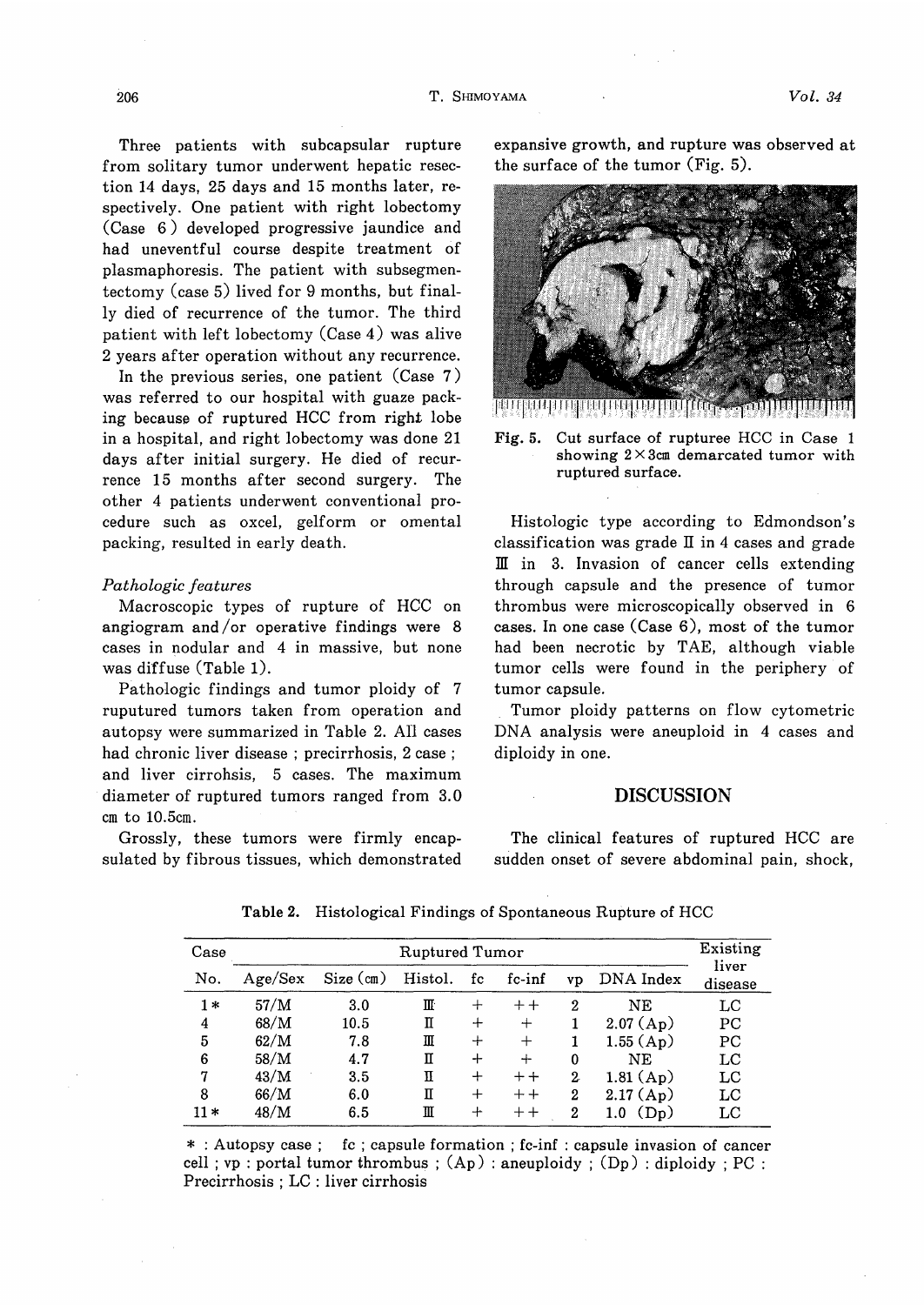Three patients with subcapsular rupture from solitary tumor underwent hepatic resection 14 days, 25 days and 15 months later, respectively. One patient with right lobectomy (Case 6) developed progressive jaundice and had uneventful course despite treatment of plasmaphoresis. The patient with subsegmentectomy (case 5) lived for 9 months, but finally died of recurrence of the tumor. The third patient with left lobectomy (Case 4) was alive 2 years after operation without any recurrence.

In the previous series, one patient (Case 7) was referred to our hospital with guaze packing because of ruptured HCC from right lobe in a hospital, and right lobectomy was done 21 days after initial surgery. He died of recurrence 15 months after second surgery. The other 4 patients underwent conventional procedure such as oxcel, gelform or omental packing, resulted in early death.

*Pathologic features*

Macroscopic types of rupture of HCC on angiogram and/or operative findings were 8 cases in nodular and 4 in massive, but none was diffuse (Table 1).

Pathologic findings and tumor ploidy of 7 ruputured tumors taken from operation and autopsy were summarized in Table 2. All cases had chronic liver disease ; precirrhosis, 2 case ; and liver cirrohsis, 5 cases. The maximum diameter of ruptured tumors ranged from 3.0 cm to 10.5cm.

Grossly, these tumors were firmly encapsulated by fibrous tissues, which demonstrated expansive growth, and rupture was observed at the surface of the tumor (Fig. 5).

Fig. 5. Cut surface of rupturee HCC in Case 1 showing 2×3cm demarcated tumor with ruptured surface.

Histologic type according to Edmondson's classification was grade Ⅱ in 4 cases and grade Ⅲ in 3. Invasion of cancer cells extending through capsule and the presence of tumor thrombus were microscopically observed in 6 cases. In one case (Case 6), most of the tumor had been necrotic by TAE, although viable tumor cells were found in the periphery of tumor capsule.

Tumor ploidy patterns on flow cytometric DNA analysis were aneuploid in 4 cases and diploidy in one.

## DISCUSSION

The clinical features of ruptured HCC are sudden onset of severe abdominal pain, shock,

Table 2. Histological Findings of Spontaneous Rupture of HCC

| Case No. | Ruptured Tumor | | | | | | | Existing liver disease |
|---|---|---|---|---|---|---|---|---|
| | Age/Sex | Size (cm) | Histol. | fc | fc-inf | vp | DNA Index | |
| 1* | 57/M | 3.0 | Ⅲ | + | ++ | 2 | NE | LC |
| 4 | 68/M | 10.5 | Ⅱ | + | + | 1 | 2.07 (Ap) | PC |
| 5 | 62/M | 7.8 | Ⅲ | + | + | 1 | 1.55 (Ap) | PC |
| 6 | 58/M | 4.7 | Ⅱ | + | + | 0 | NE | LC |
| 7 | 43/M | 3.5 | Ⅱ | + | ++ | 2 | 1.81 (Ap) | LC |
| 8 | 66/M | 6.0 | Ⅱ | + | ++ | 2 | 2.17 (Ap) | LC |
| 11* | 48/M | 6.5 | Ⅲ | + | ++ | 2 | 1.0 (Dp) | LC |

* : Autopsy case ; fc ; capsule formation ; fc-inf : capsule invasion of cancer cell ; vp : portal tumor thrombus ; (Ap) : aneuploidy ; (Dp) : diploidy ; PC : Precirrhosis ; LC : liver cirrhosis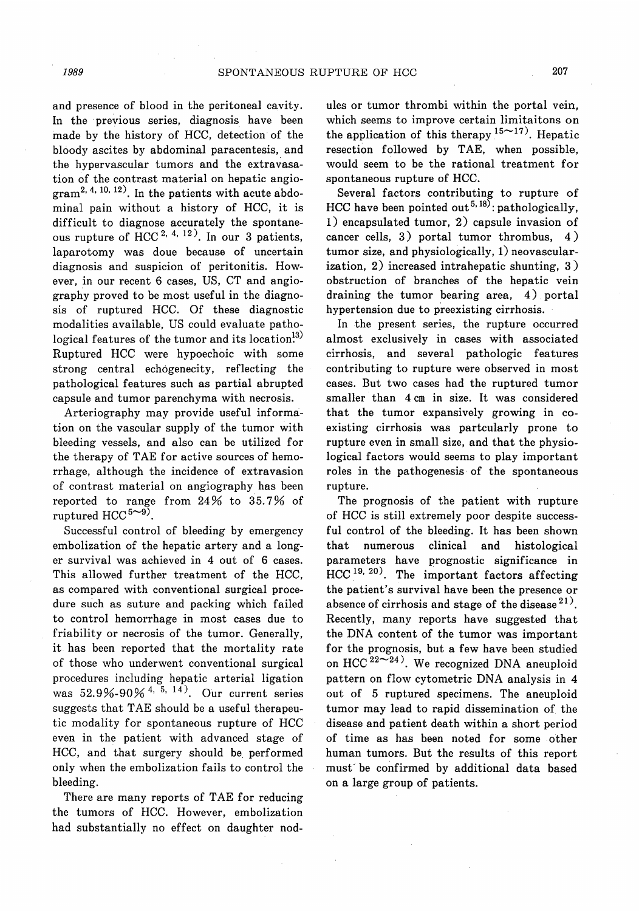and presence of blood in the peritoneal cavity. In the previous series, diagnosis have been made by the history of HCC, detection of the bloody ascites by abdominal paracentesis, and the hypervascular tumors and the extravasation of the contrast material on hepatic angiogram[2, 4, 10, 12]. In the patients with acute abdominal pain without a history of HCC, it is difficult to diagnose accurately the spontaneous rupture of HCC[2, 4, 12]. In our 3 patients, laparotomy was doue because of uncertain diagnosis and suspicion of peritonitis. However, in our recent 6 cases, US, CT and angiography proved to be most useful in the diagnosis of ruptured HCC. Of these diagnostic modalities available, US could evaluate pathological features of the tumor and its location[13]. Ruptured HCC were hypoechoic with some strong central echogenecity, reflecting the pathological features such as partial abrupted capsule and tumor parenchyma with necrosis.

Arteriography may provide useful information on the vascular supply of the tumor with bleeding vessels, and also can be utilized for the therapy of TAE for active sources of hemorrhage, although the incidence of extravasion of contrast material on angiography has been reported to range from 24% to 35.7% of ruptured HCC[5~9].

Successful control of bleeding by emergency embolization of the hepatic artery and a longer survival was achieved in 4 out of 6 cases. This allowed further treatment of the HCC, as compared with conventional surgical procedure such as suture and packing which failed to control hemorrhage in most cases due to friability or necrosis of the tumor. Generally, it has been reported that the mortality rate of those who underwent conventional surgical procedures including hepatic arterial ligation was 52.9%-90%[4, 5, 14]. Our current series suggests that TAE should be a useful therapeutic modality for spontaneous rupture of HCC even in the patient with advanced stage of HCC, and that surgery should be performed only when the embolization fails to control the bleeding.

There are many reports of TAE for reducing the tumors of HCC. However, embolization had substantially no effect on daughter nodules or tumor thrombi within the portal vein, which seems to improve certain limitaitons on the application of this therapy[15~17]. Hepatic resection followed by TAE, when possible, would seem to be the rational treatment for spontaneous rupture of HCC.

Several factors contributing to rupture of HCC have been pointed out[5, 18]: pathologically, 1) encapsulated tumor, 2) capsule invasion of cancer cells, 3) portal tumor thrombus, 4) tumor size, and physiologically, 1) neovascularization, 2) increased intrahepatic shunting, 3) obstruction of branches of the hepatic vein draining the tumor bearing area, 4) portal hypertension due to preexisting cirrhosis.

In the present series, the rupture occurred almost exclusively in cases with associated cirrhosis, and several pathologic features contributing to rupture were observed in most cases. But two cases had the ruptured tumor smaller than 4 cm in size. It was considered that the tumor expansively growing in coexisting cirrhosis was partcularly prone to rupture even in small size, and that the physiological factors would seems to play important roles in the pathogenesis of the spontaneous rupture.

The prognosis of the patient with rupture of HCC is still extremely poor despite successful control of the bleeding. It has been shown that numerous clinical and histological parameters have prognostic significance in HCC[19, 20]. The important factors affecting the patient's survival have been the presence or absence of cirrhosis and stage of the disease[21]. Recently, many reports have suggested that the DNA content of the tumor was important for the prognosis, but a few have been studied on HCC[22~24]. We recognized DNA aneuploid pattern on flow cytometric DNA analysis in 4 out of 5 ruptured specimens. The aneuploid tumor may lead to rapid dissemination of the disease and patient death within a short period of time as has been noted for some other human tumors. But the results of this report must be confirmed by additional data based on a large group of patients.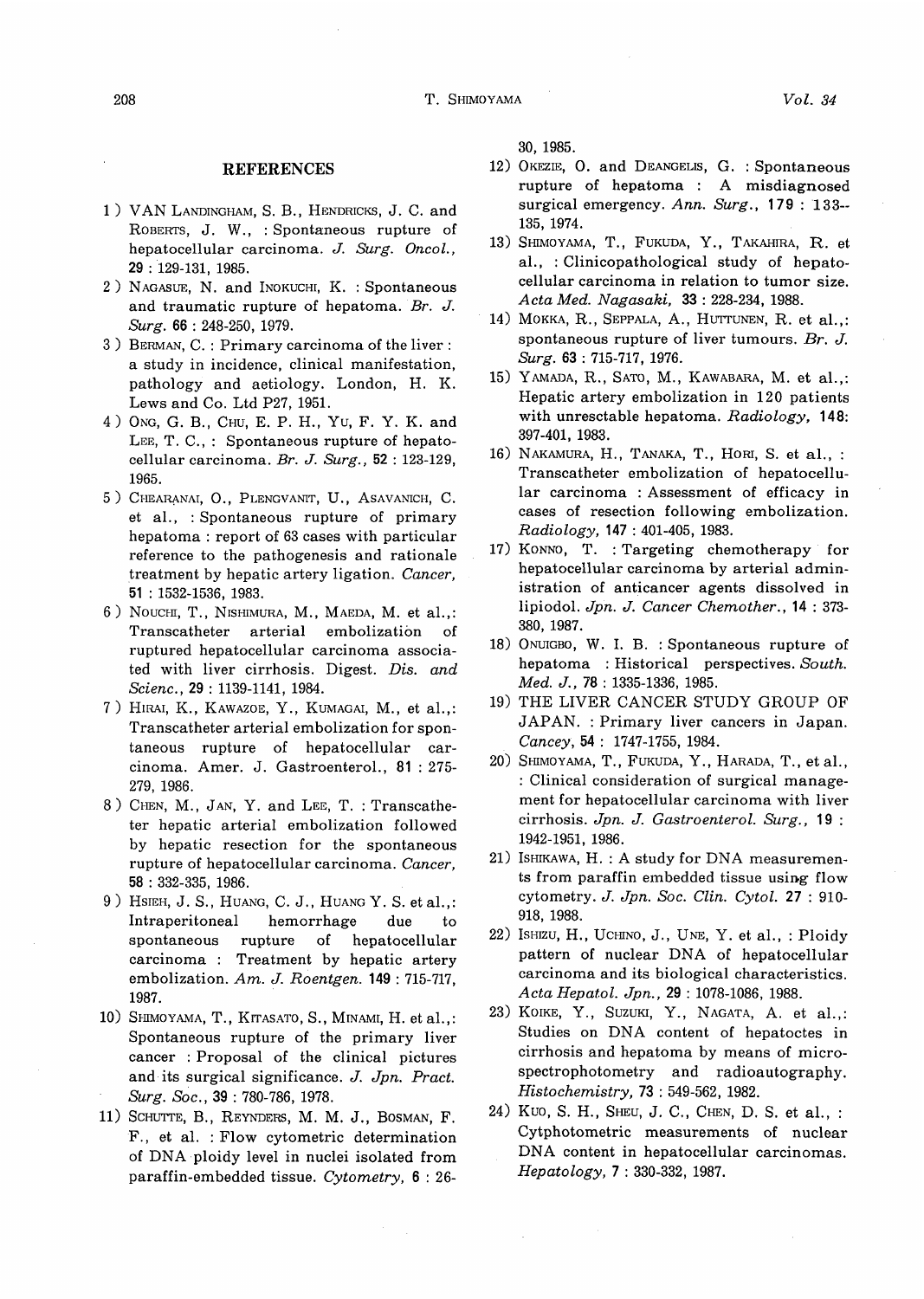## REFERENCES

1) VAN LANDINGHAM, S. B., HENDRICKS, J. C. and ROBERTS, J. W., : Spontaneous rupture of hepatocellular carcinoma. *J. Surg. Oncol.*, **29** : 129-131, 1985.
2) NAGASUE, N. and INOKUCHI, K. : Spontaneous and traumatic rupture of hepatoma. *Br. J. Surg.* **66** : 248-250, 1979.
3) BERMAN, C. : Primary carcinoma of the liver : a study in incidence, clinical manifestation, pathology and aetiology. London, H. K. Lews and Co. Ltd P27, 1951.
4) ONG, G. B., CHU, E. P. H., YU, F. Y. K. and LEE, T. C., : Spontaneous rupture of hepatocellular carcinoma. *Br. J. Surg.*, **52** : 123-129, 1965.
5) CHEARANAI, O., PLENGVANIT, U., ASAVANICH, C. et al., : Spontaneous rupture of primary hepatoma : report of 63 cases with particular reference to the pathogenesis and rationale treatment by hepatic artery ligation. *Cancer*, **51** : 1532-1536, 1983.
6) NOUCHI, T., NISHIMURA, M., MAEDA, M. et al.,: Transcatheter arterial embolization of ruptured hepatocellular carcinoma associated with liver cirrhosis. Digest. *Dis. and Scienc.*, **29** : 1139-1141, 1984.
7) HIRAI, K., KAWAZOE, Y., KUMAGAI, M., et al.,: Transcatheter arterial embolization for spontaneous rupture of hepatocellular carcinoma. Amer. J. Gastroenterol., **81** : 275-279, 1986.
8) CHEN, M., JAN, Y. and LEE, T. : Transcatheter hepatic arterial embolization followed by hepatic resection for the spontaneous rupture of hepatocellular carcinoma. *Cancer*, **58** : 332-335, 1986.
9) HSIEH, J. S., HUANG, C. J., HUANG Y. S. et al.,: Intraperitoneal hemorrhage due to spontaneous rupture of hepatocellular carcinoma : Treatment by hepatic artery embolization. *Am. J. Roentgen.* **149** : 715-717, 1987.
10) SHIMOYAMA, T., KITASATO, S., MINAMI, H. et al.,: Spontaneous rupture of the primary liver cancer : Proposal of the clinical pictures and its surgical significance. *J. Jpn. Pract. Surg. Soc.*, **39** : 780-786, 1978.
11) SCHUTTE, B., REYNDERS, M. M. J., BOSMAN, F. F., et al. : Flow cytometric determination of DNA ploidy level in nuclei isolated from paraffin-embedded tissue. *Cytometry*, **6** : 26-30, 1985.
12) OKEZIE, O. and DEANGELIS, G. : Spontaneous rupture of hepatoma : A misdiagnosed surgical emergency. *Ann. Surg.*, **179** : 133-135, 1974.
13) SHIMOYAMA, T., FUKUDA, Y., TAKAHIRA, R. et al., : Clinicopathological study of hepatocellular carcinoma in relation to tumor size. *Acta Med. Nagasaki*, **33** : 228-234, 1988.
14) MOKKA, R., SEPPALA, A., HUTTUNEN, R. et al.,: spontaneous rupture of liver tumours. *Br. J. Surg.* **63** : 715-717, 1976.
15) YAMADA, R., SATO, M., KAWABARA, M. et al.,: Hepatic artery embolization in 120 patients with unresctable hepatoma. *Radiology*, **148**: 397-401, 1983.
16) NAKAMURA, H., TANAKA, T., HORI, S. et al., : Transcatheter embolization of hepatocellular carcinoma : Assessment of efficacy in cases of resection following embolization. *Radiology*, **147** : 401-405, 1983.
17) KONNO, T. : Targeting chemotherapy for hepatocellular carcinoma by arterial administration of anticancer agents dissolved in lipiodol. *Jpn. J. Cancer Chemother.*, **14** : 373-380, 1987.
18) ONUIGBO, W. I. B. : Spontaneous rupture of hepatoma : Historical perspectives. *South. Med. J.*, **78** : 1335-1336, 1985.
19) THE LIVER CANCER STUDY GROUP OF JAPAN. : Primary liver cancers in Japan. *Cancey*, **54** : 1747-1755, 1984.
20) SHIMOYAMA, T., FUKUDA, Y., HARADA, T., et al., : Clinical consideration of surgical management for hepatocellular carcinoma with liver cirrhosis. *Jpn. J. Gastroenterol. Surg.*, **19** : 1942-1951, 1986.
21) ISHIKAWA, H. : A study for DNA measurements from paraffin embedded tissue using flow cytometry. *J. Jpn. Soc. Clin. Cytol.* **27** : 910-918, 1988.
22) ISHIZU, H., UCHINO, J., UNE, Y. et al., : Ploidy pattern of nuclear DNA of hepatocellular carcinoma and its biological characteristics. *Acta Hepatol. Jpn.*, **29** : 1078-1086, 1988.
23) KOIKE, Y., SUZUKI, Y., NAGATA, A. et al.,: Studies on DNA content of hepatoctes in cirrhosis and hepatoma by means of microspectrophotometry and radioautography. *Histochemistry*, **73** : 549-562, 1982.
24) KUO, S. H., SHEU, J. C., CHEN, D. S. et al., : Cytphotometric measurements of nuclear DNA content in hepatocellular carcinomas. *Hepatology*, **7** : 330-332, 1987.